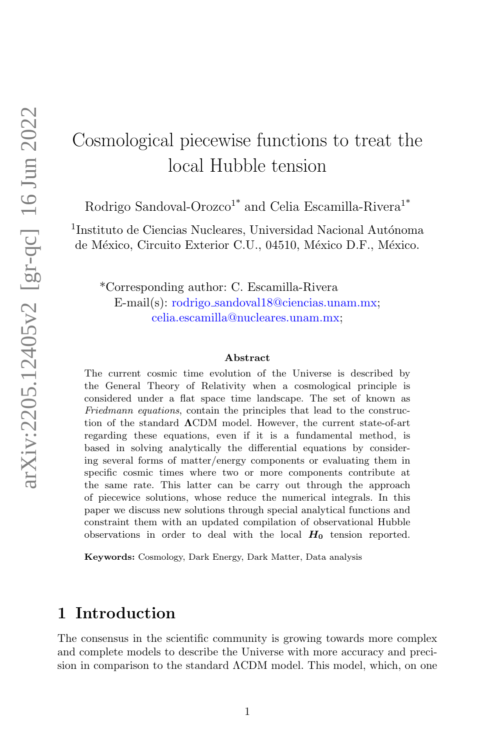# Cosmological piecewise functions to treat the local Hubble tension

Rodrigo Sandoval-Orozco[1*] and Celia Escamilla-Rivera[1*]

[1]Instituto de Ciencias Nucleares, Universidad Nacional Autónoma de México, Circuito Exterior C.U., 04510, México D.F., México.

*Corresponding author: C. Escamilla-Rivera
E-mail(s): rodrigo_sandoval18@ciencias.unam.mx; celia.escamilla@nucleares.unam.mx;

**Abstract**

The current cosmic time evolution of the Universe is described by the General Theory of Relativity when a cosmological principle is considered under a flat space time landscape. The set of known as *Friedmann equations*, contain the principles that lead to the construction of the standard **ΛCDM** model. However, the current state-of-art regarding these equations, even if it is a fundamental method, is based in solving analytically the differential equations by considering several forms of matter/energy components or evaluating them in specific cosmic times where two or more components contribute at the same rate. This latter can be carry out through the approach of piecewice solutions, whose reduce the numerical integrals. In this paper we discuss new solutions through special analytical functions and constraint them with an updated compilation of observational Hubble observations in order to deal with the local $\boldsymbol{H_0}$ tension reported.

**Keywords:** Cosmology, Dark Energy, Dark Matter, Data analysis

## 1 Introduction

The consensus in the scientific community is growing towards more complex and complete models to describe the Universe with more accuracy and precision in comparison to the standard ΛCDM model. This model, which, on one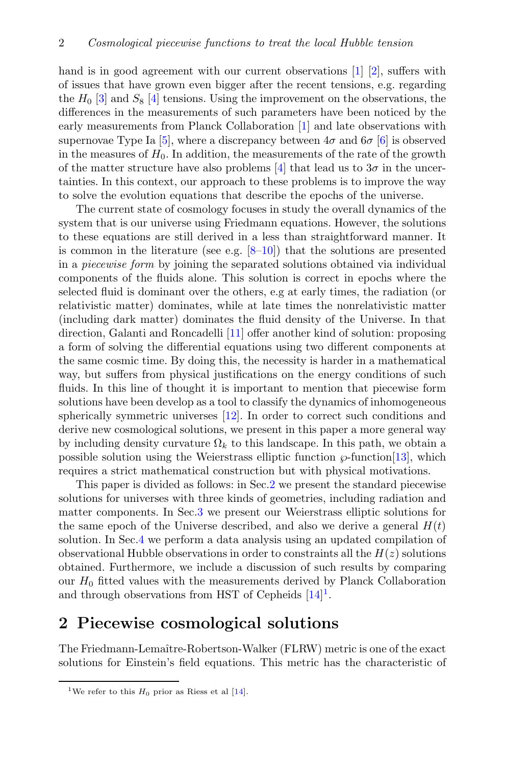hand is in good agreement with our current observations [1] [2], suffers with of issues that have grown even bigger after the recent tensions, e.g. regarding the $H_0$ [3] and $S_8$ [4] tensions. Using the improvement on the observations, the differences in the measurements of such parameters have been noticed by the early measurements from Planck Collaboration [1] and late observations with supernovae Type Ia [5], where a discrepancy between $4\sigma$ and $6\sigma$ [6] is observed in the measures of $H_0$. In addition, the measurements of the rate of the growth of the matter structure have also problems [4] that lead us to $3\sigma$ in the uncertainties. In this context, our approach to these problems is to improve the way to solve the evolution equations that describe the epochs of the universe.

The current state of cosmology focuses in study the overall dynamics of the system that is our universe using Friedmann equations. However, the solutions to these equations are still derived in a less than straightforward manner. It is common in the literature (see e.g. [8–10]) that the solutions are presented in a *piecewise form* by joining the separated solutions obtained via individual components of the fluids alone. This solution is correct in epochs where the selected fluid is dominant over the others, e.g at early times, the radiation (or relativistic matter) dominates, while at late times the nonrelativistic matter (including dark matter) dominates the fluid density of the Universe. In that direction, Galanti and Roncadelli [11] offer another kind of solution: proposing a form of solving the differential equations using two different components at the same cosmic time. By doing this, the necessity is harder in a mathematical way, but suffers from physical justifications on the energy conditions of such fluids. In this line of thought it is important to mention that piecewise form solutions have been develop as a tool to classify the dynamics of inhomogeneous spherically symmetric universes [12]. In order to correct such conditions and derive new cosmological solutions, we present in this paper a more general way by including density curvature $\Omega_k$ to this landscape. In this path, we obtain a possible solution using the Weierstrass elliptic function $\wp$-function[13], which requires a strict mathematical construction but with physical motivations.

This paper is divided as follows: in Sec.2 we present the standard piecewise solutions for universes with three kinds of geometries, including radiation and matter components. In Sec.3 we present our Weierstrass elliptic solutions for the same epoch of the Universe described, and also we derive a general $H(t)$ solution. In Sec.4 we perform a data analysis using an updated compilation of observational Hubble observations in order to constraints all the $H(z)$ solutions obtained. Furthermore, we include a discussion of such results by comparing our $H_0$ fitted values with the measurements derived by Planck Collaboration and through observations from HST of Cepheids [14][1].

## 2 Piecewise cosmological solutions

The Friedmann-Lemaître-Robertson-Walker (FLRW) metric is one of the exact solutions for Einstein's field equations. This metric has the characteristic of

[1] We refer to this $H_0$ prior as Riess et al [14].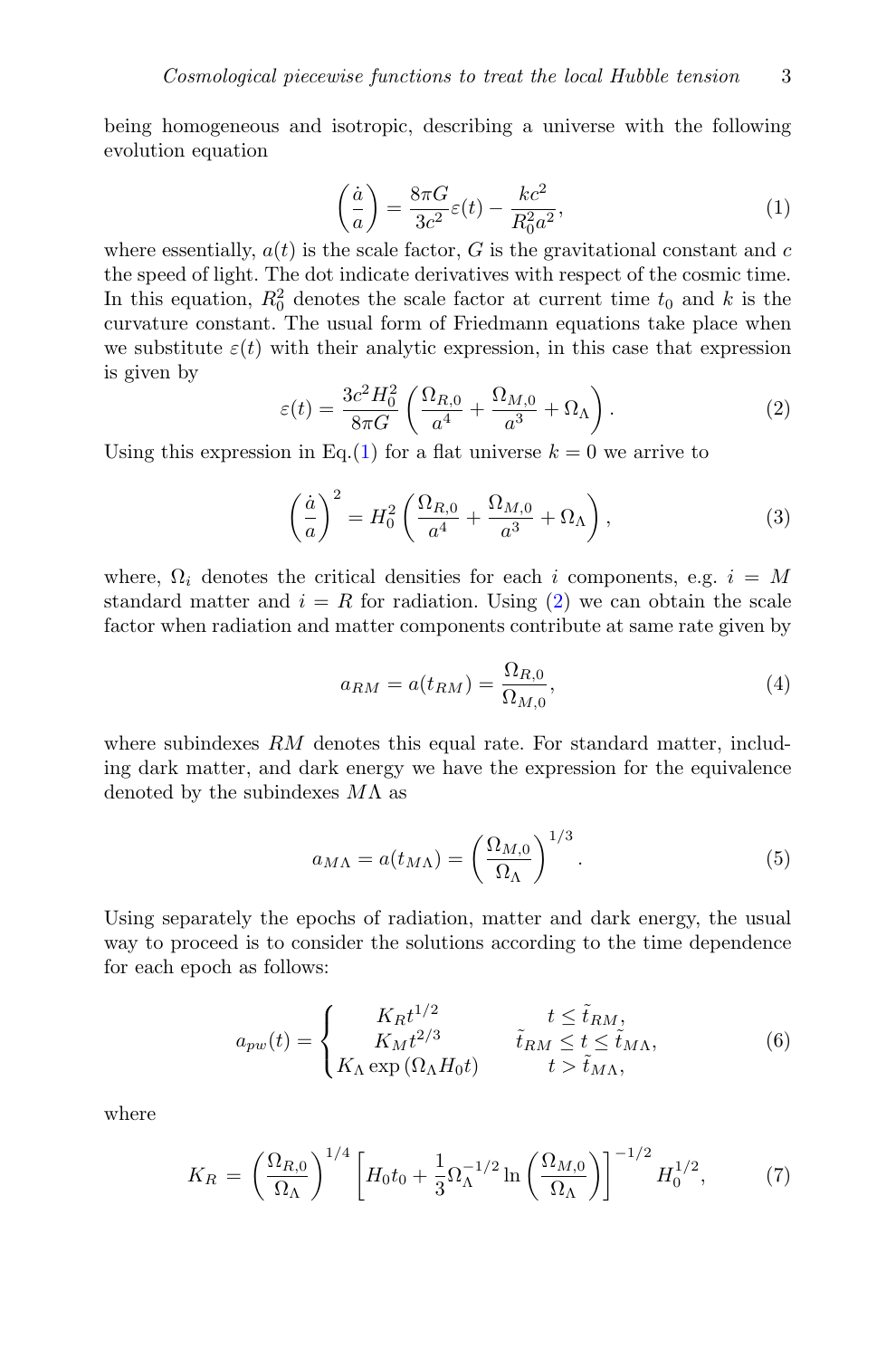being homogeneous and isotropic, describing a universe with the following evolution equation

$$\left(\frac{\dot{a}}{a}\right) = \frac{8\pi G}{3c^2}\varepsilon(t) - \frac{kc^2}{R_0^2 a^2}, \tag{1}$$

where essentially, $a(t)$ is the scale factor, $G$ is the gravitational constant and $c$ the speed of light. The dot indicate derivatives with respect of the cosmic time. In this equation, $R_0^2$ denotes the scale factor at current time $t_0$ and $k$ is the curvature constant. The usual form of Friedmann equations take place when we substitute $\varepsilon(t)$ with their analytic expression, in this case that expression is given by

$$\varepsilon(t) = \frac{3c^2 H_0^2}{8\pi G}\left(\frac{\Omega_{R,0}}{a^4} + \frac{\Omega_{M,0}}{a^3} + \Omega_\Lambda\right). \tag{2}$$

Using this expression in Eq.(1) for a flat universe $k = 0$ we arrive to

$$\left(\frac{\dot{a}}{a}\right)^2 = H_0^2\left(\frac{\Omega_{R,0}}{a^4} + \frac{\Omega_{M,0}}{a^3} + \Omega_\Lambda\right), \tag{3}$$

where, $\Omega_i$ denotes the critical densities for each $i$ components, e.g. $i = M$ standard matter and $i = R$ for radiation. Using (2) we can obtain the scale factor when radiation and matter components contribute at same rate given by

$$a_{RM} = a(t_{RM}) = \frac{\Omega_{R,0}}{\Omega_{M,0}}, \tag{4}$$

where subindexes $RM$ denotes this equal rate. For standard matter, including dark matter, and dark energy we have the expression for the equivalence denoted by the subindexes $M\Lambda$ as

$$a_{M\Lambda} = a(t_{M\Lambda}) = \left(\frac{\Omega_{M,0}}{\Omega_\Lambda}\right)^{1/3}. \tag{5}$$

Using separately the epochs of radiation, matter and dark energy, the usual way to proceed is to consider the solutions according to the time dependence for each epoch as follows:

$$a_{pw}(t) = \begin{cases} K_R t^{1/2} & t \leq \tilde{t}_{RM}, \\ K_M t^{2/3} & \tilde{t}_{RM} \leq t \leq \tilde{t}_{M\Lambda}, \\ K_\Lambda \exp\left(\Omega_\Lambda H_0 t\right) & t > \tilde{t}_{M\Lambda}, \end{cases} \tag{6}$$

where

$$K_R = \left(\frac{\Omega_{R,0}}{\Omega_\Lambda}\right)^{1/4}\left[H_0 t_0 + \frac{1}{3}\Omega_\Lambda^{-1/2}\ln\left(\frac{\Omega_{M,0}}{\Omega_\Lambda}\right)\right]^{-1/2} H_0^{1/2}, \tag{7}$$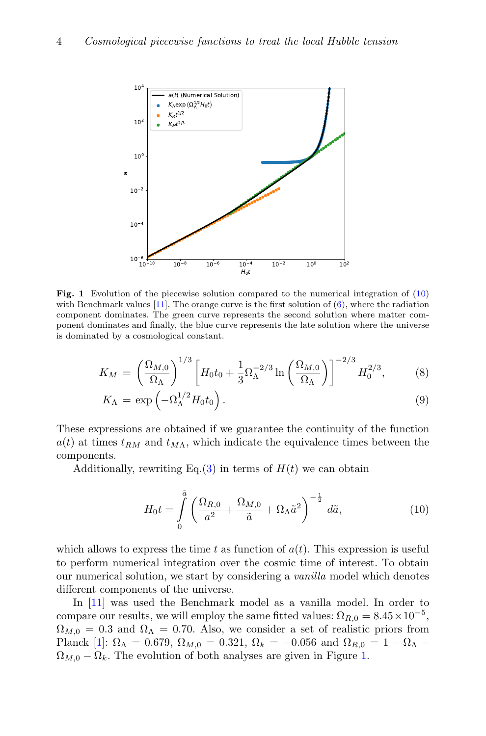**Fig. 1** Evolution of the piecewise solution compared to the numerical integration of (10) with Benchmark values [11]. The orange curve is the first solution of (6), where the radiation component dominates. The green curve represents the second solution where matter component dominates and finally, the blue curve represents the late solution where the universe is dominated by a cosmological constant.

$$K_M = \left(\frac{\Omega_{M,0}}{\Omega_\Lambda}\right)^{1/3}\left[H_0 t_0 + \frac{1}{3}\Omega_\Lambda^{-2/3}\ln\left(\frac{\Omega_{M,0}}{\Omega_\Lambda}\right)\right]^{-2/3} H_0^{2/3}, \tag{8}$$

$$K_\Lambda = \exp\left(-\Omega_\Lambda^{1/2} H_0 t_0\right). \tag{9}$$

These expressions are obtained if we guarantee the continuity of the function $a(t)$ at times $t_{RM}$ and $t_{M\Lambda}$, which indicate the equivalence times between the components.

Additionally, rewriting Eq.(3) in terms of $H(t)$ we can obtain

$$H_0 t = \int_0^{\tilde{a}} \left(\frac{\Omega_{R,0}}{a^2} + \frac{\Omega_{M,0}}{\tilde{a}} + \Omega_\Lambda \tilde{a}^2\right)^{-\frac{1}{2}} d\tilde{a}, \tag{10}$$

which allows to express the time $t$ as function of $a(t)$. This expression is useful to perform numerical integration over the cosmic time of interest. To obtain our numerical solution, we start by considering a *vanilla* model which denotes different components of the universe.

In [11] was used the Benchmark model as a vanilla model. In order to compare our results, we will employ the same fitted values: $\Omega_{R,0} = 8.45 \times 10^{-5}$, $\Omega_{M,0} = 0.3$ and $\Omega_\Lambda = 0.70$. Also, we consider a set of realistic priors from Planck [1]: $\Omega_\Lambda = 0.679$, $\Omega_{M,0} = 0.321$, $\Omega_k = -0.056$ and $\Omega_{R,0} = 1 - \Omega_\Lambda - \Omega_{M,0} - \Omega_k$. The evolution of both analyses are given in Figure 1.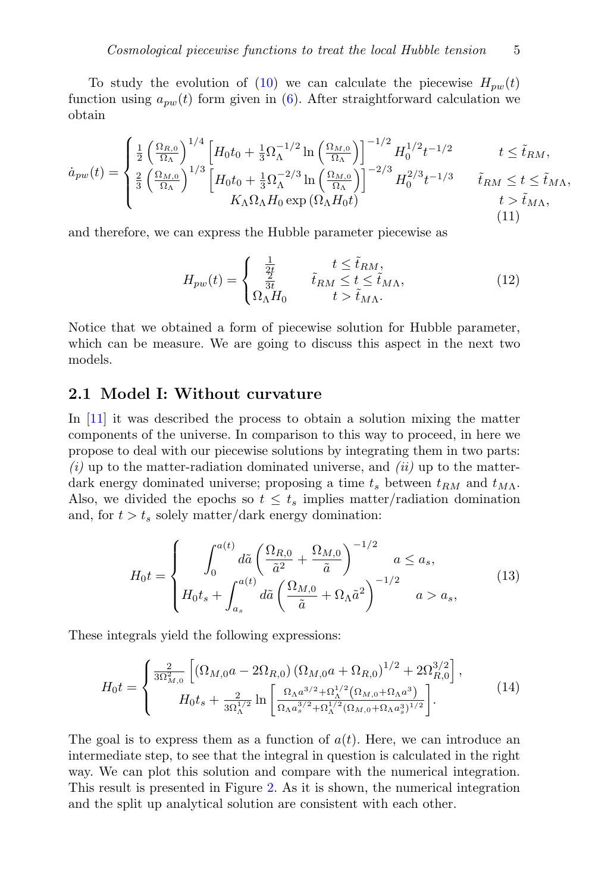To study the evolution of (10) we can calculate the piecewise $H_{pw}(t)$ function using $a_{pw}(t)$ form given in (6). After straightforward calculation we obtain

$$
\dot{a}_{pw}(t) = \begin{cases} \frac{1}{2}\left(\frac{\Omega_{R,0}}{\Omega_\Lambda}\right)^{1/4}\left[H_0 t_0 + \frac{1}{3}\Omega_\Lambda^{-1/2}\ln\left(\frac{\Omega_{M,0}}{\Omega_\Lambda}\right)\right]^{-1/2} H_0^{1/2} t^{-1/2} & t \leq \tilde{t}_{RM}, \\ \frac{2}{3}\left(\frac{\Omega_{M,0}}{\Omega_\Lambda}\right)^{1/3}\left[H_0 t_0 + \frac{1}{3}\Omega_\Lambda^{-2/3}\ln\left(\frac{\Omega_{M,0}}{\Omega_\Lambda}\right)\right]^{-2/3} H_0^{2/3} t^{-1/3} & \tilde{t}_{RM} \leq t \leq \tilde{t}_{M\Lambda}, \\ K_\Lambda \Omega_\Lambda H_0 \exp\left(\Omega_\Lambda H_0 t\right) & t > \tilde{t}_{M\Lambda}, \end{cases} \tag{11}
$$

and therefore, we can express the Hubble parameter piecewise as

$$
H_{pw}(t) = \begin{cases} \frac{1}{2t} & t \leq \tilde{t}_{RM}, \\ \frac{2}{3t} & \tilde{t}_{RM} \leq t \leq \tilde{t}_{M\Lambda}, \\ \Omega_\Lambda H_0 & t > \tilde{t}_{M\Lambda}. \end{cases} \tag{12}
$$

Notice that we obtained a form of piecewise solution for Hubble parameter, which can be measure. We are going to discuss this aspect in the next two models.

## 2.1 Model I: Without curvature

In [11] it was described the process to obtain a solution mixing the matter components of the universe. In comparison to this way to proceed, in here we propose to deal with our piecewise solutions by integrating them in two parts: *(i)* up to the matter-radiation dominated universe, and *(ii)* up to the matter-dark energy dominated universe; proposing a time $t_s$ between $t_{RM}$ and $t_{M\Lambda}$. Also, we divided the epochs so $t \leq t_s$ implies matter/radiation domination and, for $t > t_s$ solely matter/dark energy domination:

$$
H_0 t = \begin{cases} \displaystyle\int_0^{a(t)} d\tilde{a}\left(\frac{\Omega_{R,0}}{\tilde{a}^2} + \frac{\Omega_{M,0}}{\tilde{a}}\right)^{-1/2} & a \leq a_s, \\ \displaystyle H_0 t_s + \int_{a_s}^{a(t)} d\tilde{a}\left(\frac{\Omega_{M,0}}{\tilde{a}} + \Omega_\Lambda \tilde{a}^2\right)^{-1/2} & a > a_s, \end{cases} \tag{13}
$$

These integrals yield the following expressions:

$$
H_0 t = \begin{cases} \frac{2}{3\Omega_{M,0}^2}\left[\left(\Omega_{M,0} a - 2\Omega_{R,0}\right)\left(\Omega_{M,0} a + \Omega_{R,0}\right)^{1/2} + 2\Omega_{R,0}^{3/2}\right], \\ H_0 t_s + \frac{2}{3\Omega_\Lambda^{1/2}}\ln\left[\frac{\Omega_\Lambda a^{3/2} + \Omega_\Lambda^{1/2}\left(\Omega_{M,0} + \Omega_\Lambda a^3\right)}{\Omega_\Lambda a_s^{3/2} + \Omega_\Lambda^{1/2}\left(\Omega_{M,0} + \Omega_\Lambda a_s^3\right)^{1/2}}\right]. \end{cases} \tag{14}
$$

The goal is to express them as a function of $a(t)$. Here, we can introduce an intermediate step, to see that the integral in question is calculated in the right way. We can plot this solution and compare with the numerical integration. This result is presented in Figure 2. As it is shown, the numerical integration and the split up analytical solution are consistent with each other.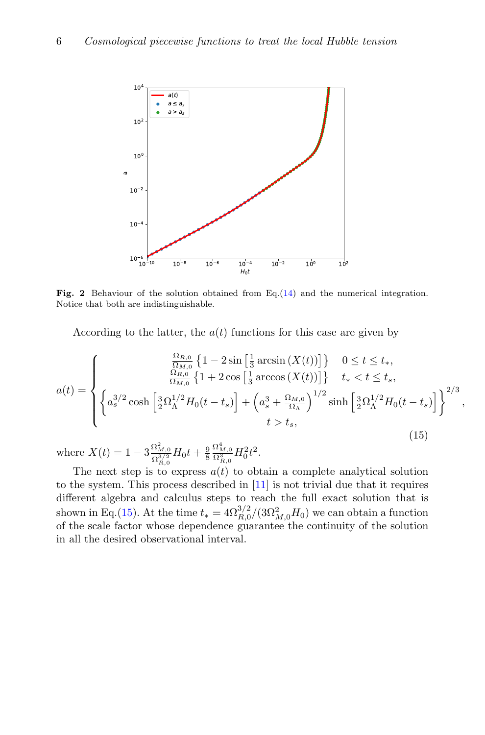**Fig. 2** Behaviour of the solution obtained from Eq.(14) and the numerical integration. Notice that both are indistinguishable.

According to the latter, the $a(t)$ functions for this case are given by

$$
a(t) = \begin{cases} \frac{\Omega_{R,0}}{\Omega_{M,0}} \left\{1 - 2\sin\left[\frac{1}{3}\arcsin\left(X(t)\right)\right]\right\} & 0 \leq t \leq t_*, \\ \frac{\Omega_{R,0}}{\Omega_{M,0}} \left\{1 + 2\cos\left[\frac{1}{3}\arccos\left(X(t)\right)\right]\right\} & t_* < t \leq t_s, \\ \left\{a_s^{3/2}\cosh\left[\frac{3}{2}\Omega_\Lambda^{1/2} H_0 (t - t_s)\right] + \left(a_s^3 + \frac{\Omega_{M,0}}{\Omega_\Lambda}\right)^{1/2} \sinh\left[\frac{3}{2}\Omega_\Lambda^{1/2} H_0 (t - t_s)\right]\right\}^{2/3} & t > t_s, \end{cases} \tag{15}
$$

where $X(t) = 1 - 3\frac{\Omega_{M,0}^2}{\Omega_{R,0}^{3/2}} H_0 t + \frac{9}{8}\frac{\Omega_{M,0}^4}{\Omega_{R,0}^3} H_0^2 t^2$.

The next step is to express $a(t)$ to obtain a complete analytical solution to the system. This process described in [11] is not trivial due that it requires different algebra and calculus steps to reach the full exact solution that is shown in Eq.(15). At the time $t_* = 4\Omega_{R,0}^{3/2}/(3\Omega_{M,0}^2 H_0)$ we can obtain a function of the scale factor whose dependence guarantee the continuity of the solution in all the desired observational interval.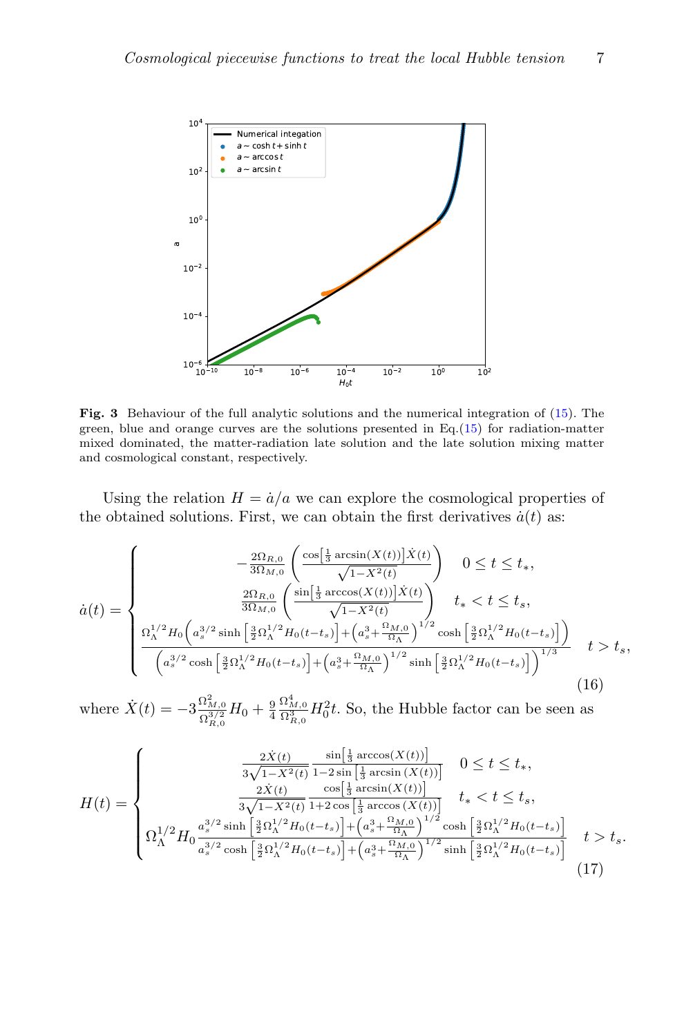**Fig. 3** Behaviour of the full analytic solutions and the numerical integration of (15). The green, blue and orange curves are the solutions presented in Eq.(15) for radiation-matter mixed dominated, the matter-radiation late solution and the late solution mixing matter and cosmological constant, respectively.

Using the relation $H = \dot{a}/a$ we can explore the cosmological properties of the obtained solutions. First, we can obtain the first derivatives $\dot{a}(t)$ as:

$$
\dot{a}(t) = \begin{cases} -\frac{2\Omega_{R,0}}{3\Omega_{M,0}} \left( \frac{\cos\left[\frac{1}{3}\arcsin(X(t))\right]\dot{X}(t)}{\sqrt{1-X^2(t)}} \right) & 0 \leq t \leq t_*, \\ \frac{2\Omega_{R,0}}{3\Omega_{M,0}} \left( \frac{\sin\left[\frac{1}{3}\arccos(X(t))\right]\dot{X}(t)}{\sqrt{1-X^2(t)}} \right) & t_* < t \leq t_s, \\ \frac{\Omega_\Lambda^{1/2} H_0 \left( a_s^{3/2} \sinh\left[\frac{3}{2}\Omega_\Lambda^{1/2} H_0 (t-t_s)\right] + \left(a_s^3 + \frac{\Omega_{M,0}}{\Omega_\Lambda}\right)^{1/2} \cosh\left[\frac{3}{2}\Omega_\Lambda^{1/2} H_0 (t-t_s)\right] \right)}{\left( a_s^{3/2} \cosh\left[\frac{3}{2}\Omega_\Lambda^{1/2} H_0 (t-t_s)\right] + \left(a_s^3 + \frac{\Omega_{M,0}}{\Omega_\Lambda}\right)^{1/2} \sinh\left[\frac{3}{2}\Omega_\Lambda^{1/2} H_0 (t-t_s)\right] \right)^{1/3}} & t > t_s, \end{cases} \tag{16}
$$

where $\dot{X}(t) = -3\frac{\Omega_{M,0}^2}{\Omega_{R,0}^{3/2}} H_0 + \frac{9}{4}\frac{\Omega_{M,0}^4}{\Omega_{R,0}^3} H_0^2 t$. So, the Hubble factor can be seen as

$$
H(t) = \begin{cases} \frac{2\dot{X}(t)}{3\sqrt{1-X^2(t)}} \frac{\sin\left[\frac{1}{3}\arccos(X(t))\right]}{1-2\sin\left[\frac{1}{3}\arcsin(X(t))\right]} & 0 \leq t \leq t_*, \\ \frac{2\dot{X}(t)}{3\sqrt{1-X^2(t)}} \frac{\cos\left[\frac{1}{3}\arcsin(X(t))\right]}{1+2\cos\left[\frac{1}{3}\arccos(X(t))\right]} & t_* < t \leq t_s, \\ \Omega_\Lambda^{1/2} H_0 \frac{a_s^{3/2} \sinh\left[\frac{3}{2}\Omega_\Lambda^{1/2} H_0 (t-t_s)\right] + \left(a_s^3 + \frac{\Omega_{M,0}}{\Omega_\Lambda}\right)^{1/2} \cosh\left[\frac{3}{2}\Omega_\Lambda^{1/2} H_0 (t-t_s)\right]}{a_s^{3/2} \cosh\left[\frac{3}{2}\Omega_\Lambda^{1/2} H_0 (t-t_s)\right] + \left(a_s^3 + \frac{\Omega_{M,0}}{\Omega_\Lambda}\right)^{1/2} \sinh\left[\frac{3}{2}\Omega_\Lambda^{1/2} H_0 (t-t_s)\right]} & t > t_s. \end{cases} \tag{17}
$$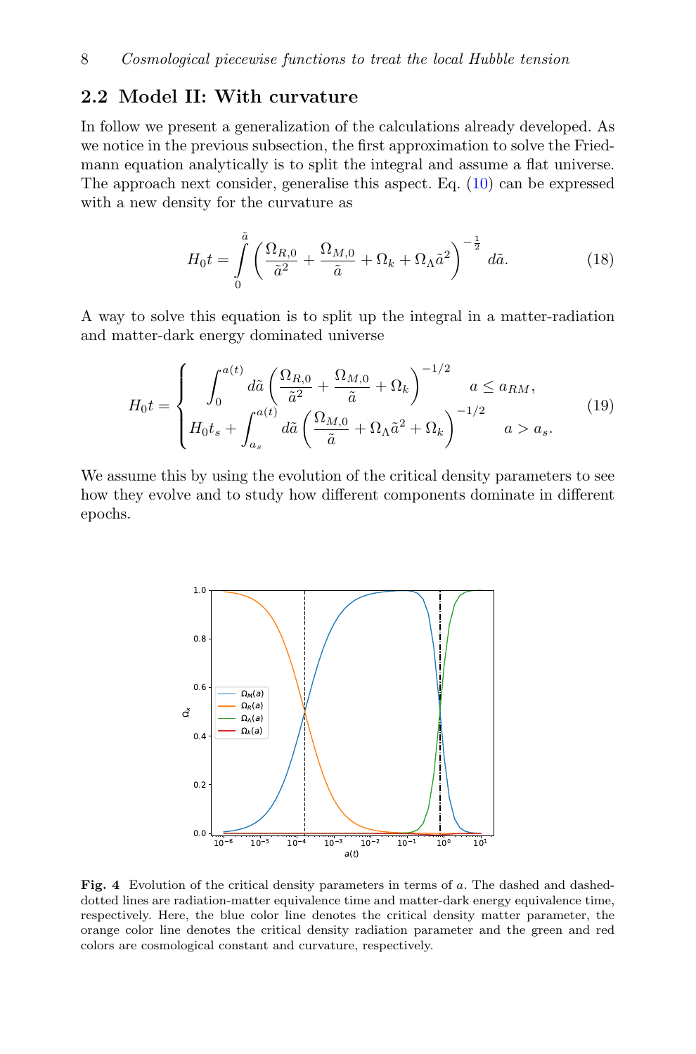## 2.2 Model II: With curvature

In follow we present a generalization of the calculations already developed. As we notice in the previous subsection, the first approximation to solve the Friedmann equation analytically is to split the integral and assume a flat universe. The approach next consider, generalise this aspect. Eq. (10) can be expressed with a new density for the curvature as

$$H_0 t = \int_0^{\tilde{a}} \left( \frac{\Omega_{R,0}}{\tilde{a}^2} + \frac{\Omega_{M,0}}{\tilde{a}} + \Omega_k + \Omega_\Lambda \tilde{a}^2 \right)^{-\frac{1}{2}} d\tilde{a}. \tag{18}$$

A way to solve this equation is to split up the integral in a matter-radiation and matter-dark energy dominated universe

$$H_0 t = \begin{cases} \displaystyle\int_0^{a(t)} d\tilde{a} \left( \frac{\Omega_{R,0}}{\tilde{a}^2} + \frac{\Omega_{M,0}}{\tilde{a}} + \Omega_k \right)^{-1/2} & a \leq a_{RM}, \\ \displaystyle H_0 t_s + \int_{a_s}^{a(t)} d\tilde{a} \left( \frac{\Omega_{M,0}}{\tilde{a}} + \Omega_\Lambda \tilde{a}^2 + \Omega_k \right)^{-1/2} & a > a_s. \end{cases} \tag{19}$$

We assume this by using the evolution of the critical density parameters to see how they evolve and to study how different components dominate in different epochs.

**Fig. 4** Evolution of the critical density parameters in terms of $a$. The dashed and dashed-dotted lines are radiation-matter equivalence time and matter-dark energy equivalence time, respectively. Here, the blue color line denotes the critical density matter parameter, the orange color line denotes the critical density radiation parameter and the green and red colors are cosmological constant and curvature, respectively.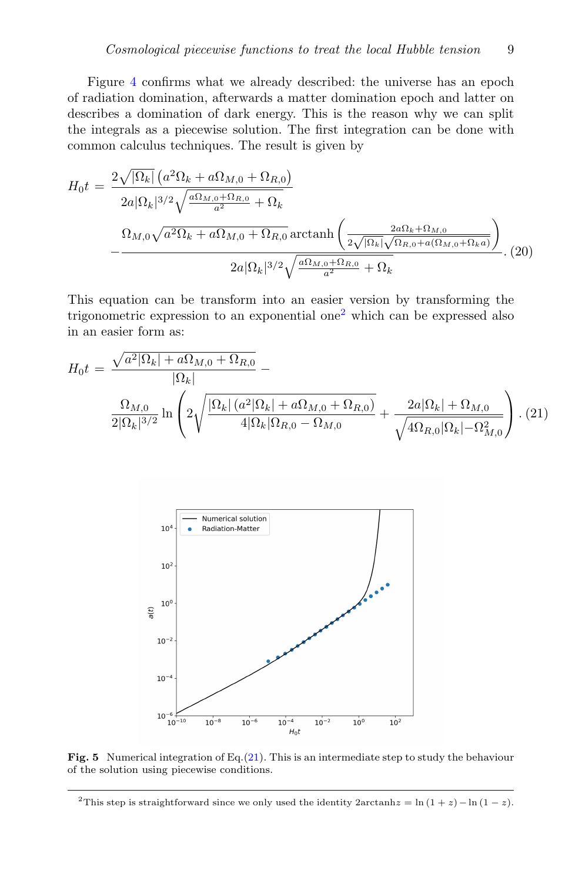Figure 4 confirms what we already described: the universe has an epoch of radiation domination, afterwards a matter domination epoch and latter on describes a domination of dark energy. This is the reason why we can split the integrals as a piecewise solution. The first integration can be done with common calculus techniques. The result is given by

$$
\begin{aligned}
H_0 t =& \frac{2\sqrt{|\Omega_k|}\left(a^2\Omega_k + a\Omega_{M,0} + \Omega_{R,0}\right)}{2a|\Omega_k|^{3/2}\sqrt{\frac{a\Omega_{M,0}+\Omega_{R,0}}{a^2} + \Omega_k}} \\
&- \frac{\Omega_{M,0}\sqrt{a^2\Omega_k + a\Omega_{M,0} + \Omega_{R,0}}\,\mathrm{arctanh}\left(\frac{2a\Omega_k + \Omega_{M,0}}{2\sqrt{|\Omega_k|}\sqrt{\Omega_{R,0} + a(\Omega_{M,0} + \Omega_k a)}}\right)}{2a|\Omega_k|^{3/2}\sqrt{\frac{a\Omega_{M,0}+\Omega_{R,0}}{a^2} + \Omega_k}}. \quad (20)
\end{aligned}
$$

This equation can be transform into an easier version by transforming the trigonometric expression to an exponential one[2] which can be expressed also in an easier form as:

$$
\begin{aligned}
H_0 t =& \frac{\sqrt{a^2|\Omega_k| + a\Omega_{M,0} + \Omega_{R,0}}}{|\Omega_k|} - \\
& \frac{\Omega_{M,0}}{2|\Omega_k|^{3/2}} \ln\left(2\sqrt{\frac{|\Omega_k|\left(a^2|\Omega_k| + a\Omega_{M,0} + \Omega_{R,0}\right)}{4|\Omega_k|\Omega_{R,0} - \Omega_{M,0}}} + \frac{2a|\Omega_k| + \Omega_{M,0}}{\sqrt{4\Omega_{R,0}|\Omega_k| - \Omega_{M,0}^2}}\right). \quad (21)
\end{aligned}
$$

**Fig. 5** Numerical integration of Eq.(21). This is an intermediate step to study the behaviour of the solution using piecewise conditions.

[2] This step is straightforward since we only used the identity $2\mathrm{arctanh}z = \ln(1+z) - \ln(1-z)$.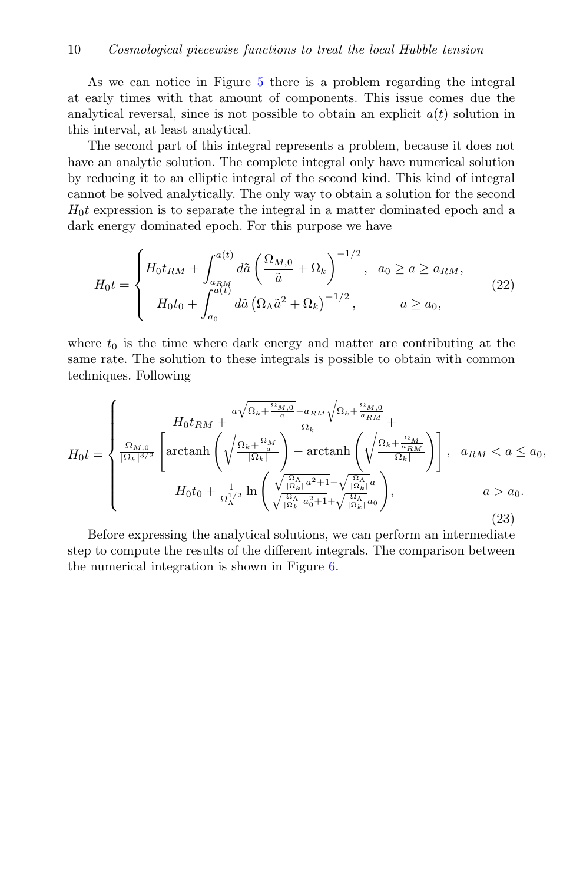As we can notice in Figure 5 there is a problem regarding the integral at early times with that amount of components. This issue comes due the analytical reversal, since is not possible to obtain an explicit $a(t)$ solution in this interval, at least analytical.

The second part of this integral represents a problem, because it does not have an analytic solution. The complete integral only have numerical solution by reducing it to an elliptic integral of the second kind. This kind of integral cannot be solved analytically. The only way to obtain a solution for the second $H_0 t$ expression is to separate the integral in a matter dominated epoch and a dark energy dominated epoch. For this purpose we have

$$
H_0 t = \begin{cases} H_0 t_{RM} + \displaystyle\int_{a_{RM}}^{a(t)} d\tilde{a} \left( \frac{\Omega_{M,0}}{\tilde{a}} + \Omega_k \right)^{-1/2}, & a_0 \geq a \geq a_{RM}, \\ \quad H_0 t_0 + \displaystyle\int_{a_0}^{a(t)} d\tilde{a} \left( \Omega_\Lambda \tilde{a}^2 + \Omega_k \right)^{-1/2}, & a \geq a_0, \end{cases} \tag{22}
$$

where $t_0$ is the time where dark energy and matter are contributing at the same rate. The solution to these integrals is possible to obtain with common techniques. Following

$$
H_0 t = \begin{cases} H_0 t_{RM} + \dfrac{a\sqrt{\Omega_k + \frac{\Omega_{M,0}}{a}} - a_{RM}\sqrt{\Omega_k + \frac{\Omega_{M,0}}{a_{RM}}}}{\Omega_k} + \\ \frac{\Omega_{M,0}}{|\Omega_k|^{3/2}} \left[ \operatorname{arctanh}\left( \sqrt{\frac{\Omega_k + \frac{\Omega_M}{a}}{|\Omega_k|}} \right) - \operatorname{arctanh}\left( \sqrt{\frac{\Omega_k + \frac{\Omega_M}{a_{RM}}}{|\Omega_k|}} \right) \right], & a_{RM} < a \leq a_0, \\ H_0 t_0 + \frac{1}{\Omega_\Lambda^{1/2}} \ln\left( \dfrac{\sqrt{\frac{\Omega_\Lambda}{|\Omega_k|}a^2 + 1} + \sqrt{\frac{\Omega_\Lambda}{|\Omega_k|}}a}{\sqrt{\frac{\Omega_\Lambda}{|\Omega_k|}a_0^2 + 1} + \sqrt{\frac{\Omega_\Lambda}{|\Omega_k|}}a_0} \right), & a > a_0. \end{cases} \tag{23}
$$

Before expressing the analytical solutions, we can perform an intermediate step to compute the results of the different integrals. The comparison between the numerical integration is shown in Figure 6.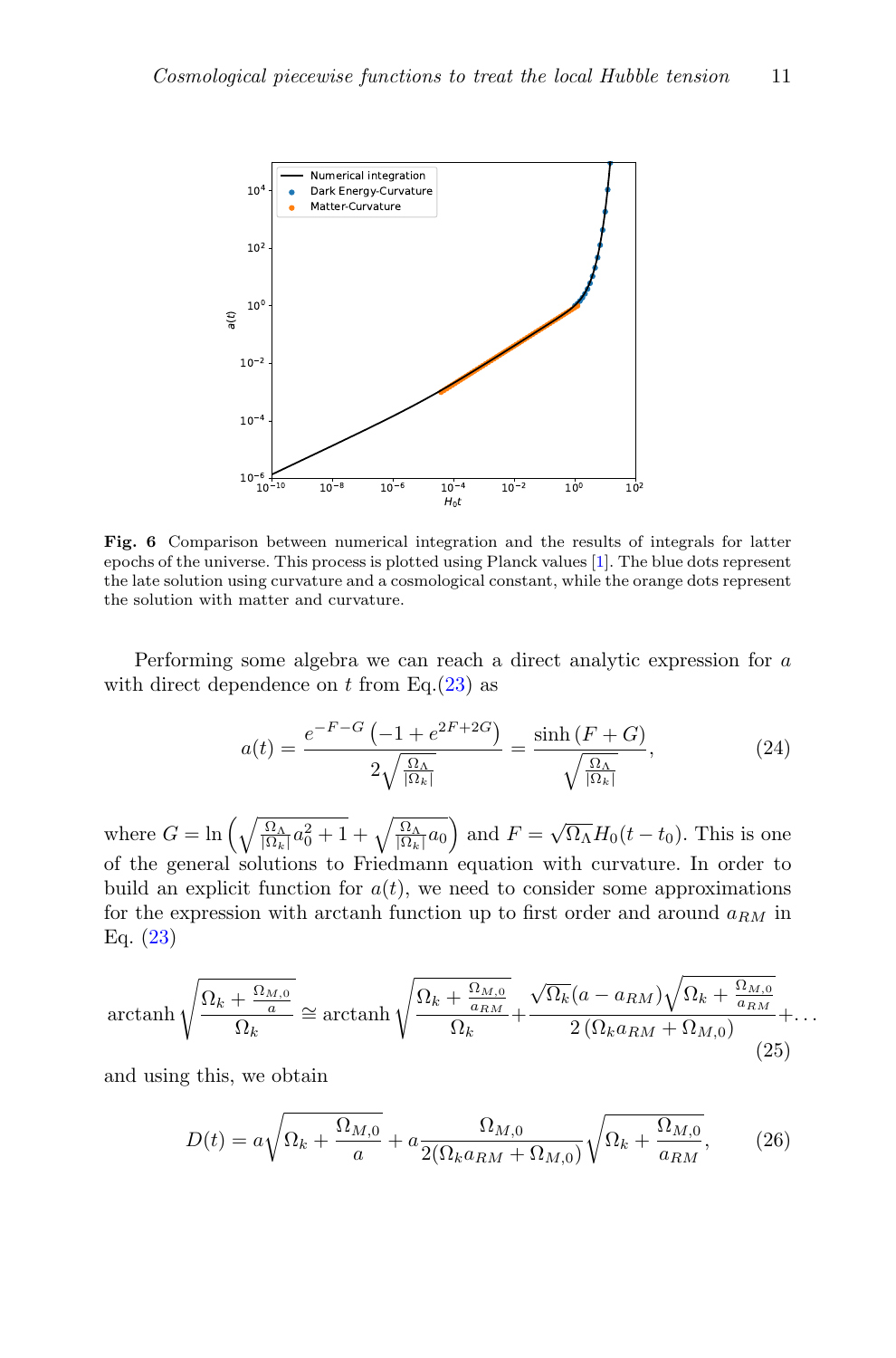**Fig. 6** Comparison between numerical integration and the results of integrals for latter epochs of the universe. This process is plotted using Planck values [1]. The blue dots represent the late solution using curvature and a cosmological constant, while the orange dots represent the solution with matter and curvature.

Performing some algebra we can reach a direct analytic expression for $a$ with direct dependence on $t$ from Eq.(23) as

$$a(t) = \frac{e^{-F-G}\left(-1+e^{2F+2G}\right)}{2\sqrt{\frac{\Omega_\Lambda}{|\Omega_k|}}} = \frac{\sinh\left(F+G\right)}{\sqrt{\frac{\Omega_\Lambda}{|\Omega_k|}}}, \tag{24}$$

where $G = \ln\left(\sqrt{\frac{\Omega_\Lambda}{|\Omega_k|}a_0^2+1} + \sqrt{\frac{\Omega_\Lambda}{|\Omega_k|}}a_0\right)$ and $F = \sqrt{\Omega_\Lambda}H_0(t-t_0)$. This is one of the general solutions to Friedmann equation with curvature. In order to build an explicit function for $a(t)$, we need to consider some approximations for the expression with arctanh function up to first order and around $a_{RM}$ in Eq. (23)

$$\operatorname{arctanh}\sqrt{\frac{\Omega_k+\frac{\Omega_{M,0}}{a}}{\Omega_k}} \cong \operatorname{arctanh}\sqrt{\frac{\Omega_k+\frac{\Omega_{M,0}}{a_{RM}}}{\Omega_k}} + \frac{\sqrt{\Omega_k}(a-a_{RM})\sqrt{\Omega_k+\frac{\Omega_{M,0}}{a_{RM}}}}{2\left(\Omega_k a_{RM}+\Omega_{M,0}\right)} + \ldots \tag{25}$$

and using this, we obtain

$$D(t) = a\sqrt{\Omega_k+\frac{\Omega_{M,0}}{a}} + a\frac{\Omega_{M,0}}{2(\Omega_k a_{RM}+\Omega_{M,0})}\sqrt{\Omega_k+\frac{\Omega_{M,0}}{a_{RM}}}, \tag{26}$$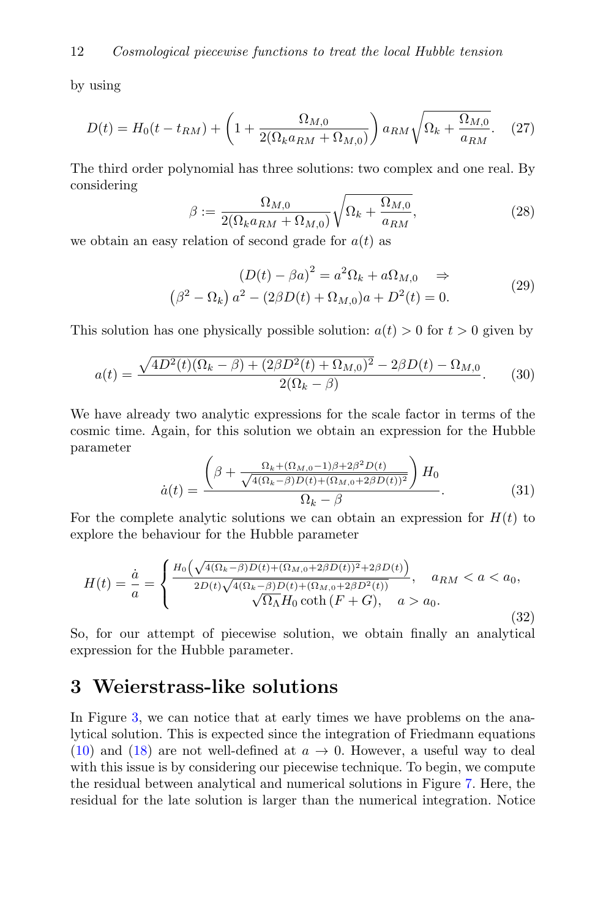by using

$$D(t) = H_0(t - t_{RM}) + \left(1 + \frac{\Omega_{M,0}}{2(\Omega_k a_{RM} + \Omega_{M,0})}\right) a_{RM}\sqrt{\Omega_k + \frac{\Omega_{M,0}}{a_{RM}}}. \quad (27)$$

The third order polynomial has three solutions: two complex and one real. By considering

$$\beta := \frac{\Omega_{M,0}}{2(\Omega_k a_{RM} + \Omega_{M,0})}\sqrt{\Omega_k + \frac{\Omega_{M,0}}{a_{RM}}}, \quad (28)$$

we obtain an easy relation of second grade for $a(t)$ as

$$\begin{gathered}(D(t) - \beta a)^2 = a^2\Omega_k + a\Omega_{M,0} \quad \Rightarrow \\ \left(\beta^2 - \Omega_k\right)a^2 - (2\beta D(t) + \Omega_{M,0})a + D^2(t) = 0.\end{gathered} \quad (29)$$

This solution has one physically possible solution: $a(t) > 0$ for $t > 0$ given by

$$a(t) = \frac{\sqrt{4D^2(t)(\Omega_k - \beta) + (2\beta D^2(t) + \Omega_{M,0})^2} - 2\beta D(t) - \Omega_{M,0}}{2(\Omega_k - \beta)}. \quad (30)$$

We have already two analytic expressions for the scale factor in terms of the cosmic time. Again, for this solution we obtain an expression for the Hubble parameter

$$\dot{a}(t) = \frac{\left(\beta + \frac{\Omega_k + (\Omega_{M,0} - 1)\beta + 2\beta^2 D(t)}{\sqrt{4(\Omega_k - \beta)D(t) + (\Omega_{M,0} + 2\beta D(t))^2}}\right) H_0}{\Omega_k - \beta}. \quad (31)$$

For the complete analytic solutions we can obtain an expression for $H(t)$ to explore the behaviour for the Hubble parameter

$$H(t) = \frac{\dot{a}}{a} = \begin{cases} \frac{H_0\left(\sqrt{4(\Omega_k - \beta)D(t) + (\Omega_{M,0} + 2\beta D(t))^2} + 2\beta D(t)\right)}{2D(t)\sqrt{4(\Omega_k - \beta)D(t) + (\Omega_{M,0} + 2\beta D^2(t))}}, & a_{RM} < a < a_0, \\ \sqrt{\Omega_\Lambda} H_0 \coth(F + G), & a > a_0. \end{cases} \quad (32)$$

So, for our attempt of piecewise solution, we obtain finally an analytical expression for the Hubble parameter.

## 3 Weierstrass-like solutions

In Figure 3, we can notice that at early times we have problems on the analytical solution. This is expected since the integration of Friedmann equations (10) and (18) are not well-defined at $a \to 0$. However, a useful way to deal with this issue is by considering our piecewise technique. To begin, we compute the residual between analytical and numerical solutions in Figure 7. Here, the residual for the late solution is larger than the numerical integration. Notice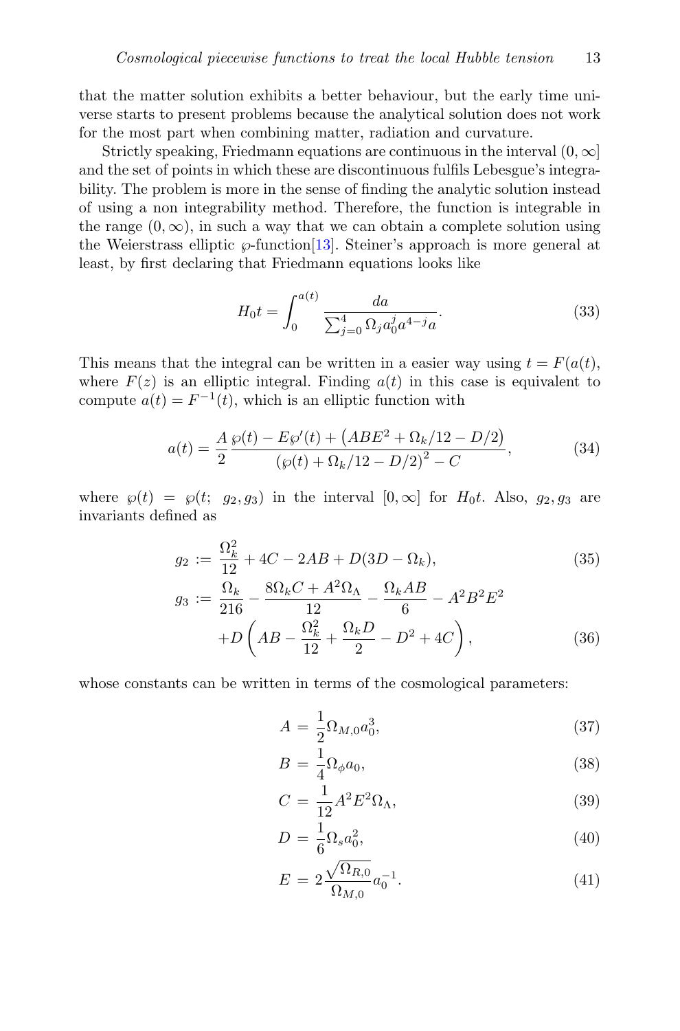that the matter solution exhibits a better behaviour, but the early time universe starts to present problems because the analytical solution does not work for the most part when combining matter, radiation and curvature.

Strictly speaking, Friedmann equations are continuous in the interval $(0, \infty]$ and the set of points in which these are discontinuous fulfils Lebesgue's integrability. The problem is more in the sense of finding the analytic solution instead of using a non integrability method. Therefore, the function is integrable in the range $(0, \infty)$, in such a way that we can obtain a complete solution using the Weierstrass elliptic $\wp$-function[13]. Steiner's approach is more general at least, by first declaring that Friedmann equations looks like

$$H_0 t = \int_0^{a(t)} \frac{da}{\sum_{j=0}^{4} \Omega_j a_0^j a^{4-j} a}. \tag{33}$$

This means that the integral can be written in a easier way using $t = F(a(t)$, where $F(z)$ is an elliptic integral. Finding $a(t)$ in this case is equivalent to compute $a(t) = F^{-1}(t)$, which is an elliptic function with

$$a(t) = \frac{A}{2} \frac{\wp(t) - E\wp'(t) + \left(ABE^2 + \Omega_k/12 - D/2\right)}{\left(\wp(t) + \Omega_k/12 - D/2\right)^2 - C}, \tag{34}$$

where $\wp(t) = \wp(t;\ g_2, g_3)$ in the interval $[0, \infty]$ for $H_0 t$. Also, $g_2, g_3$ are invariants defined as

$$g_2 := \frac{\Omega_k^2}{12} + 4C - 2AB + D(3D - \Omega_k), \tag{35}$$

$$g_3 := \frac{\Omega_k}{216} - \frac{8\Omega_k C + A^2 \Omega_\Lambda}{12} - \frac{\Omega_k AB}{6} - A^2 B^2 E^2 + D\left(AB - \frac{\Omega_k^2}{12} + \frac{\Omega_k D}{2} - D^2 + 4C\right), \tag{36}$$

whose constants can be written in terms of the cosmological parameters:

$$A = \frac{1}{2}\Omega_{M,0} a_0^3, \tag{37}$$

$$B = \frac{1}{4}\Omega_\phi a_0, \tag{38}$$

$$C = \frac{1}{12} A^2 E^2 \Omega_\Lambda, \tag{39}$$

$$D = \frac{1}{6}\Omega_s a_0^2, \tag{40}$$

$$E = 2\frac{\sqrt{\Omega_{R,0}}}{\Omega_{M,0}} a_0^{-1}. \tag{41}$$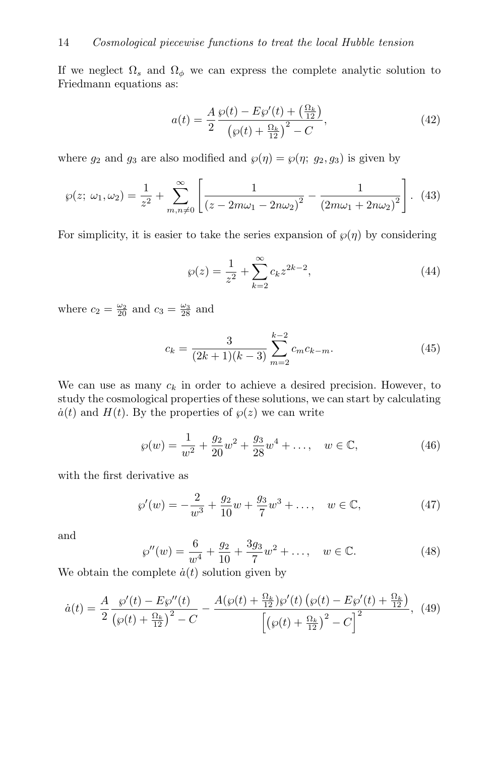If we neglect $\Omega_s$ and $\Omega_\phi$ we can express the complete analytic solution to Friedmann equations as:

$$a(t) = \frac{A}{2} \frac{\wp(t) - E\wp'(t) + \left(\frac{\Omega_k}{12}\right)}{\left(\wp(t) + \frac{\Omega_k}{12}\right)^2 - C}, \tag{42}$$

where $g_2$ and $g_3$ are also modified and $\wp(\eta) = \wp(\eta;\ g_2, g_3)$ is given by

$$\wp(z;\ \omega_1, \omega_2) = \frac{1}{z^2} + \sum_{m,n\neq 0}^{\infty} \left[ \frac{1}{\left(z - 2m\omega_1 - 2n\omega_2\right)^2} - \frac{1}{\left(2m\omega_1 + 2n\omega_2\right)^2} \right]. \tag{43}$$

For simplicity, it is easier to take the series expansion of $\wp(\eta)$ by considering

$$\wp(z) = \frac{1}{z^2} + \sum_{k=2}^{\infty} c_k z^{2k-2}, \tag{44}$$

where $c_2 = \frac{\omega_2}{20}$ and $c_3 = \frac{\omega_3}{28}$ and

$$c_k = \frac{3}{(2k+1)(k-3)} \sum_{m=2}^{k-2} c_m c_{k-m}. \tag{45}$$

We can use as many $c_k$ in order to achieve a desired precision. However, to study the cosmological properties of these solutions, we can start by calculating $\dot{a}(t)$ and $H(t)$. By the properties of $\wp(z)$ we can write

$$\wp(w) = \frac{1}{w^2} + \frac{g_2}{20}w^2 + \frac{g_3}{28}w^4 + \ldots, \quad w \in \mathbb{C}, \tag{46}$$

with the first derivative as

$$\wp'(w) = -\frac{2}{w^3} + \frac{g_2}{10}w + \frac{g_3}{7}w^3 + \ldots, \quad w \in \mathbb{C}, \tag{47}$$

and

$$\wp''(w) = \frac{6}{w^4} + \frac{g_2}{10} + \frac{3g_3}{7}w^2 + \ldots, \quad w \in \mathbb{C}. \tag{48}$$

We obtain the complete $\dot{a}(t)$ solution given by

$$\dot{a}(t) = \frac{A}{2} \frac{\wp'(t) - E\wp''(t)}{\left(\wp(t) + \frac{\Omega_k}{12}\right)^2 - C} - \frac{A(\wp(t) + \frac{\Omega_k}{12})\wp'(t)\left(\wp(t) - E\wp'(t) + \frac{\Omega_k}{12}\right)}{\left[\left(\wp(t) + \frac{\Omega_k}{12}\right)^2 - C\right]^2}, \tag{49}$$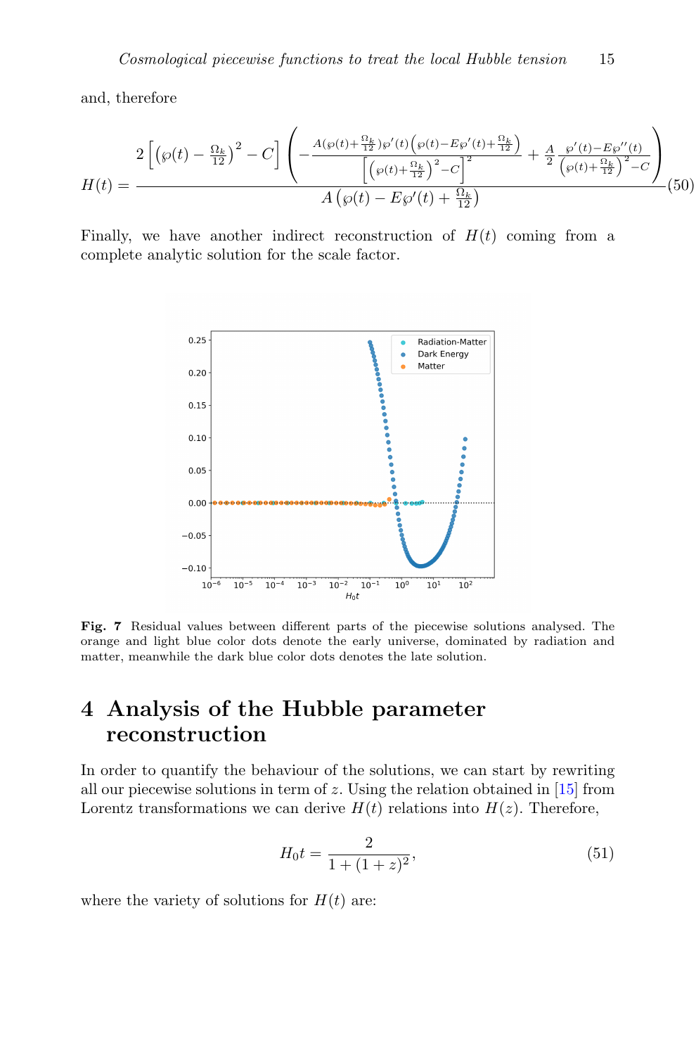and, therefore

$$H(t) = \frac{2\left[\left(\wp(t) - \frac{\Omega_k}{12}\right)^2 - C\right]\left(-\frac{A(\wp(t)+\frac{\Omega_k}{12})\wp'(t)\left(\wp(t)-E\wp'(t)+\frac{\Omega_k}{12}\right)}{\left[\left(\wp(t)+\frac{\Omega_k}{12}\right)^2 - C\right]^2} + \frac{A}{2}\frac{\wp'(t)-E\wp''(t)}{\left(\wp(t)+\frac{\Omega_k}{12}\right)^2 - C}\right)}{A\left(\wp(t) - E\wp'(t) + \frac{\Omega_k}{12}\right)} \tag{50}$$

Finally, we have another indirect reconstruction of $H(t)$ coming from a complete analytic solution for the scale factor.

**Fig. 7** Residual values between different parts of the piecewise solutions analysed. The orange and light blue color dots denote the early universe, dominated by radiation and matter, meanwhile the dark blue color dots denotes the late solution.

## 4 Analysis of the Hubble parameter reconstruction

In order to quantify the behaviour of the solutions, we can start by rewriting all our piecewise solutions in term of $z$. Using the relation obtained in [15] from Lorentz transformations we can derive $H(t)$ relations into $H(z)$. Therefore,

$$H_0 t = \frac{2}{1 + (1+z)^2}, \tag{51}$$

where the variety of solutions for $H(t)$ are: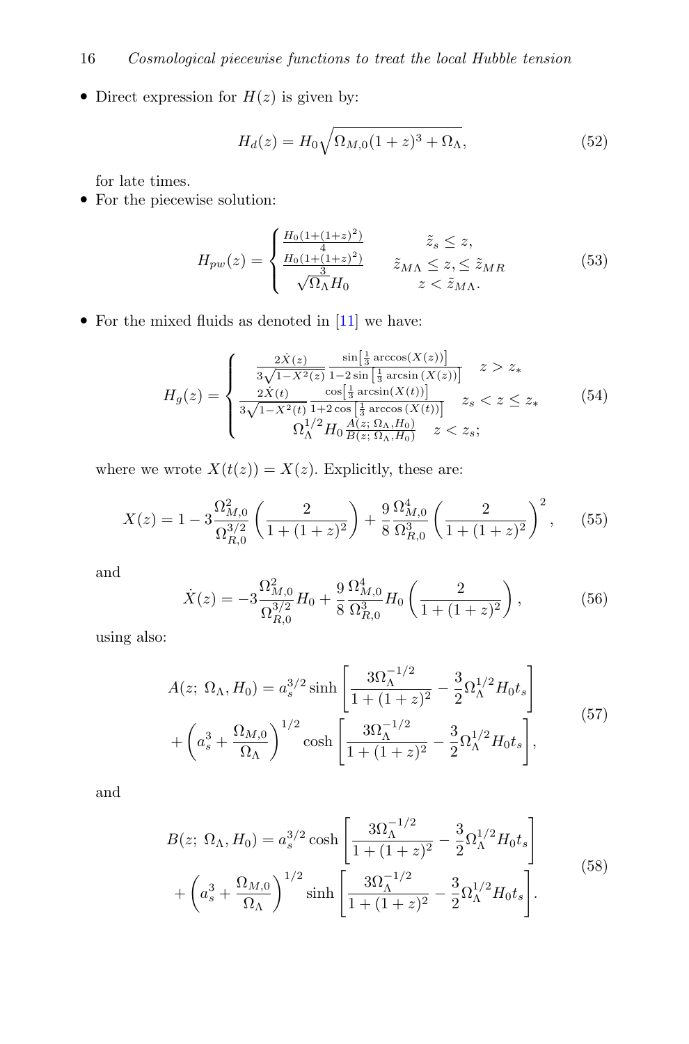- Direct expression for $H(z)$ is given by:

$$H_d(z) = H_0\sqrt{\Omega_{M,0}(1+z)^3 + \Omega_\Lambda}, \tag{52}$$

for late times.

- For the piecewise solution:

$$H_{pw}(z) = \begin{cases} \frac{H_0(1+(1+z)^2)}{4} & \tilde{z}_s \leq z, \\ \frac{H_0(1+(1+z)^2)}{3} & \tilde{z}_{M\Lambda} \leq z, \leq \tilde{z}_{MR} \\ \sqrt{\Omega_\Lambda} H_0 & z < \tilde{z}_{M\Lambda}. \end{cases} \tag{53}$$

- For the mixed fluids as denoted in [11] we have:

$$H_g(z) = \begin{cases} \frac{2\dot{X}(z)}{3\sqrt{1-X^2(z)}} \frac{\sin\left[\frac{1}{3}\arccos(X(z))\right]}{1-2\sin\left[\frac{1}{3}\arcsin(X(z))\right]} & z > z_* \\ \frac{2\dot{X}(t)}{3\sqrt{1-X^2(t)}} \frac{\cos\left[\frac{1}{3}\arcsin(X(t))\right]}{1+2\cos\left[\frac{1}{3}\arccos(X(t))\right]} & z_s < z \leq z_* \\ \Omega_\Lambda^{1/2} H_0 \frac{A(z;\, \Omega_\Lambda, H_0)}{B(z;\, \Omega_\Lambda, H_0)} & z < z_s; \end{cases} \tag{54}$$

where we wrote $X(t(z)) = X(z)$. Explicitly, these are:

$$X(z) = 1 - 3\frac{\Omega_{M,0}^2}{\Omega_{R,0}^{3/2}}\left(\frac{2}{1+(1+z)^2}\right) + \frac{9}{8}\frac{\Omega_{M,0}^4}{\Omega_{R,0}^3}\left(\frac{2}{1+(1+z)^2}\right)^2, \tag{55}$$

and

$$\dot{X}(z) = -3\frac{\Omega_{M,0}^2}{\Omega_{R,0}^{3/2}}H_0 + \frac{9}{8}\frac{\Omega_{M,0}^4}{\Omega_{R,0}^3}H_0\left(\frac{2}{1+(1+z)^2}\right), \tag{56}$$

using also:

$$\begin{aligned} A(z;\, \Omega_\Lambda, H_0) &= a_s^{3/2}\sinh\left[\frac{3\Omega_\Lambda^{-1/2}}{1+(1+z)^2} - \frac{3}{2}\Omega_\Lambda^{1/2}H_0 t_s\right] \\ &+ \left(a_s^3 + \frac{\Omega_{M,0}}{\Omega_\Lambda}\right)^{1/2}\cosh\left[\frac{3\Omega_\Lambda^{-1/2}}{1+(1+z)^2} - \frac{3}{2}\Omega_\Lambda^{1/2}H_0 t_s\right], \end{aligned} \tag{57}$$

and

$$\begin{aligned} B(z;\, \Omega_\Lambda, H_0) &= a_s^{3/2}\cosh\left[\frac{3\Omega_\Lambda^{-1/2}}{1+(1+z)^2} - \frac{3}{2}\Omega_\Lambda^{1/2}H_0 t_s\right] \\ &+ \left(a_s^3 + \frac{\Omega_{M,0}}{\Omega_\Lambda}\right)^{1/2}\sinh\left[\frac{3\Omega_\Lambda^{-1/2}}{1+(1+z)^2} - \frac{3}{2}\Omega_\Lambda^{1/2}H_0 t_s\right]. \end{aligned} \tag{58}$$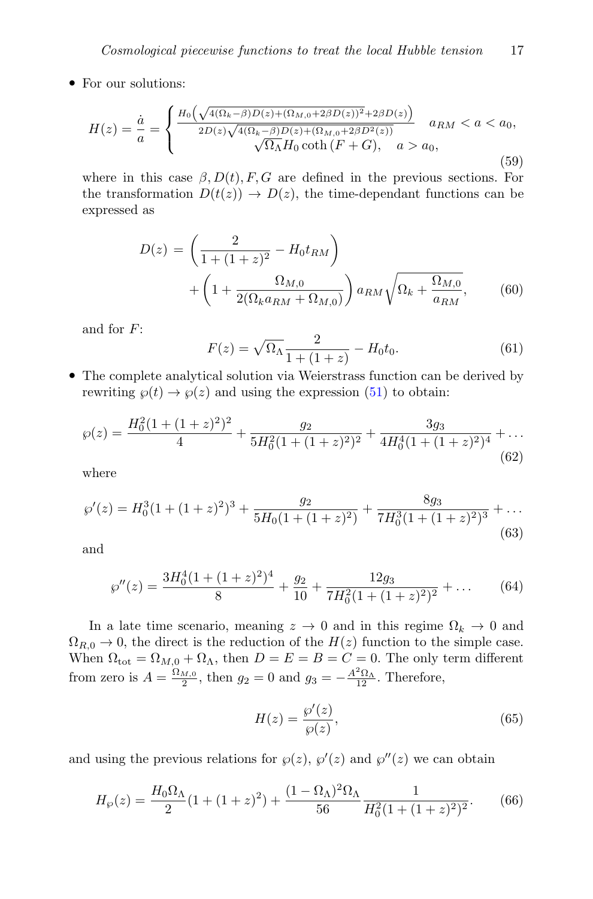- For our solutions:

$$
H(z) = \frac{\dot{a}}{a} = \begin{cases} \frac{H_0\left(\sqrt{4(\Omega_k - \beta)D(z) + (\Omega_{M,0} + 2\beta D(z))^2} + 2\beta D(z)\right)}{2D(z)\sqrt{4(\Omega_k - \beta)D(z) + (\Omega_{M,0} + 2\beta D^2(z))}} & a_{RM} < a < a_0, \\ \sqrt{\Omega_\Lambda} H_0 \coth(F + G), \quad a > a_0, \end{cases} \tag{59}
$$

where in this case $\beta, D(t), F, G$ are defined in the previous sections. For the transformation $D(t(z)) \to D(z)$, the time-dependant functions can be expressed as

$$
D(z) = \left(\frac{2}{1 + (1+z)^2} - H_0 t_{RM}\right) + \left(1 + \frac{\Omega_{M,0}}{2(\Omega_k a_{RM} + \Omega_{M,0})}\right) a_{RM} \sqrt{\Omega_k + \frac{\Omega_{M,0}}{a_{RM}}}, \tag{60}
$$

and for $F$:

$$
F(z) = \sqrt{\Omega_\Lambda} \frac{2}{1 + (1+z)} - H_0 t_0. \tag{61}
$$

- The complete analytical solution via Weierstrass function can be derived by rewriting $\wp(t) \to \wp(z)$ and using the expression (51) to obtain:

$$
\wp(z) = \frac{H_0^2(1 + (1+z)^2)^2}{4} + \frac{g_2}{5H_0^2(1 + (1+z)^2)^2} + \frac{3g_3}{4H_0^4(1 + (1+z)^2)^4} + \dots \tag{62}
$$

where

$$
\wp'(z) = H_0^3(1 + (1+z)^2)^3 + \frac{g_2}{5H_0(1 + (1+z)^2)} + \frac{8g_3}{7H_0^3(1 + (1+z)^2)^3} + \dots \tag{63}
$$

and

$$
\wp''(z) = \frac{3H_0^4(1 + (1+z)^2)^4}{8} + \frac{g_2}{10} + \frac{12g_3}{7H_0^2(1 + (1+z)^2)^2} + \dots \tag{64}
$$

In a late time scenario, meaning $z \to 0$ and in this regime $\Omega_k \to 0$ and $\Omega_{R,0} \to 0$, the direct is the reduction of the $H(z)$ function to the simple case. When $\Omega_{\text{tot}} = \Omega_{M,0} + \Omega_\Lambda$, then $D = E = B = C = 0$. The only term different from zero is $A = \frac{\Omega_{M,0}}{2}$, then $g_2 = 0$ and $g_3 = -\frac{A^2 \Omega_\Lambda}{12}$. Therefore,

$$
H(z) = \frac{\wp'(z)}{\wp(z)}, \tag{65}
$$

and using the previous relations for $\wp(z)$, $\wp'(z)$ and $\wp''(z)$ we can obtain

$$
H_\wp(z) = \frac{H_0 \Omega_\Lambda}{2}(1 + (1+z)^2) + \frac{(1 - \Omega_\Lambda)^2 \Omega_\Lambda}{56} \frac{1}{H_0^2(1 + (1+z)^2)^2}. \tag{66}
$$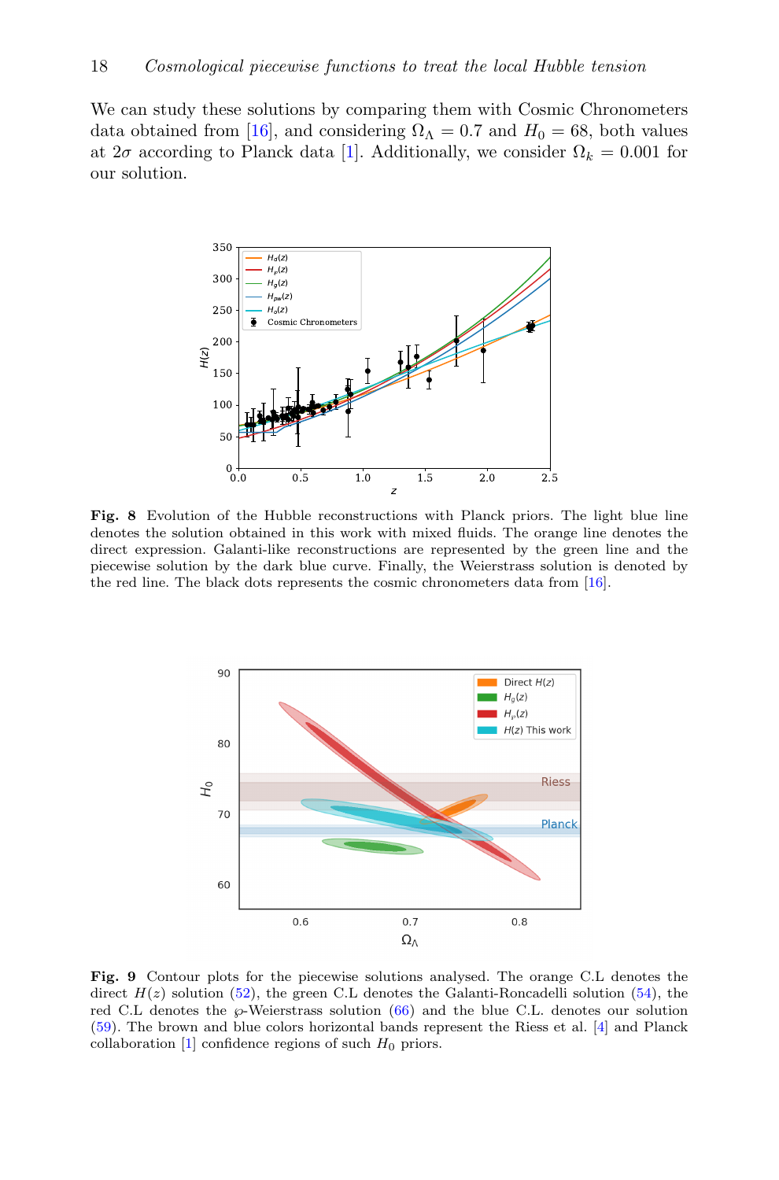We can study these solutions by comparing them with Cosmic Chronometers data obtained from [16], and considering $\Omega_\Lambda = 0.7$ and $H_0 = 68$, both values at $2\sigma$ according to Planck data [1]. Additionally, we consider $\Omega_k = 0.001$ for our solution.

**Fig. 8** Evolution of the Hubble reconstructions with Planck priors. The light blue line denotes the solution obtained in this work with mixed fluids. The orange line denotes the direct expression. Galanti-like reconstructions are represented by the green line and the piecewise solution by the dark blue curve. Finally, the Weierstrass solution is denoted by the red line. The black dots represents the cosmic chronometers data from [16].

**Fig. 9** Contour plots for the piecewise solutions analysed. The orange C.L denotes the direct $H(z)$ solution (52), the green C.L denotes the Galanti-Roncadelli solution (54), the red C.L denotes the $\wp$-Weierstrass solution (66) and the blue C.L. denotes our solution (59). The brown and blue colors horizontal bands represent the Riess et al. [4] and Planck collaboration [1] confidence regions of such $H_0$ priors.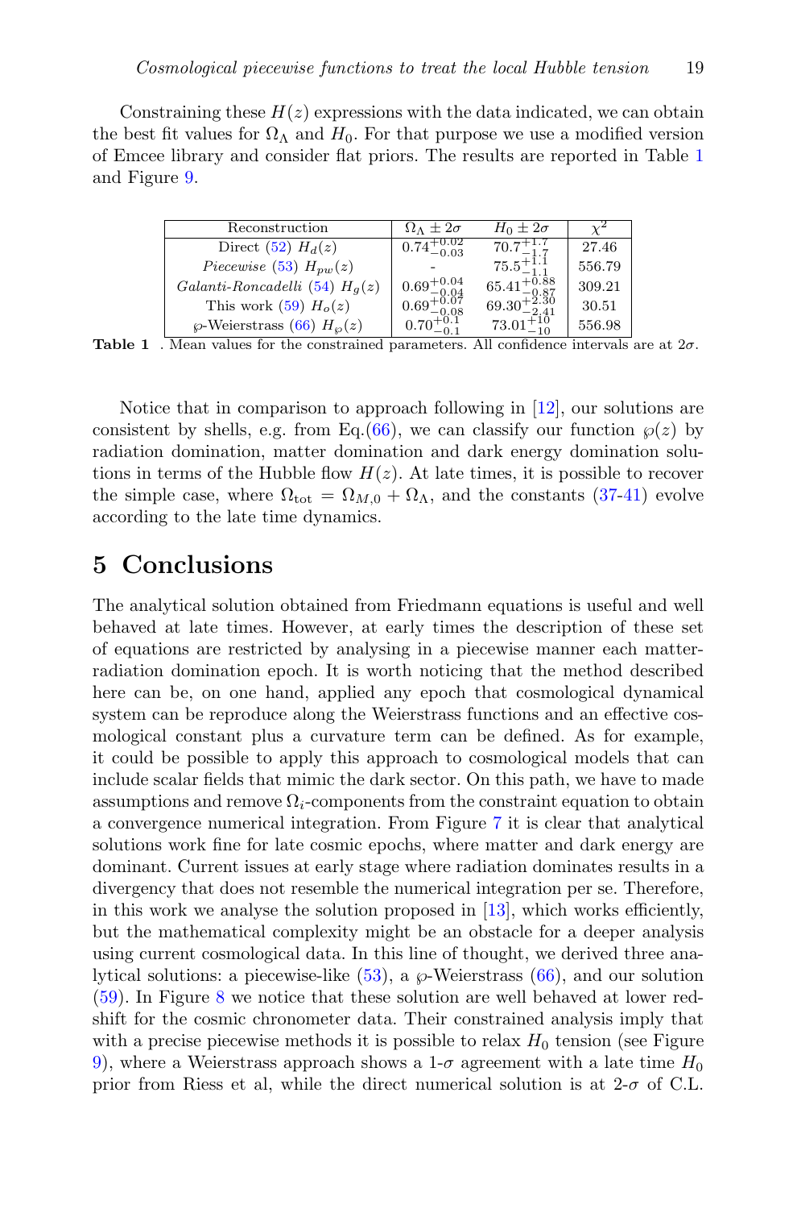Constraining these $H(z)$ expressions with the data indicated, we can obtain the best fit values for $\Omega_\Lambda$ and $H_0$. For that purpose we use a modified version of Emcee library and consider flat priors. The results are reported in Table 1 and Figure 9.

| Reconstruction | $\Omega_\Lambda \pm 2\sigma$ | $H_0 \pm 2\sigma$ | $\chi^2$ |
|---|---|---|---|
| Direct (52) $H_d(z)$ | $0.74^{+0.02}_{-0.03}$ | $70.7^{+1.7}_{-1.7}$ | 27.46 |
| *Piecewise* (53) $H_{pw}(z)$ | - | $75.5^{+1.1}_{-1.1}$ | 556.79 |
| *Galanti-Roncadelli* (54) $H_g(z)$ | $0.69^{+0.04}_{-0.04}$ | $65.41^{+0.88}_{-0.87}$ | 309.21 |
| This work (59) $H_o(z)$ | $0.69^{+0.07}_{-0.08}$ | $69.30^{+2.30}_{-2.41}$ | 30.51 |
| $\wp$-Weierstrass (66) $H_\wp(z)$ | $0.70^{+0.1}_{-0.1}$ | $73.01^{+10}_{-10}$ | 556.98 |

**Table 1** . Mean values for the constrained parameters. All confidence intervals are at $2\sigma$.

Notice that in comparison to approach following in [12], our solutions are consistent by shells, e.g. from Eq.(66), we can classify our function $\wp(z)$ by radiation domination, matter domination and dark energy domination solutions in terms of the Hubble flow $H(z)$. At late times, it is possible to recover the simple case, where $\Omega_{\text{tot}} = \Omega_{M,0} + \Omega_\Lambda$, and the constants (37-41) evolve according to the late time dynamics.

# 5 Conclusions

The analytical solution obtained from Friedmann equations is useful and well behaved at late times. However, at early times the description of these set of equations are restricted by analysing in a piecewise manner each matter-radiation domination epoch. It is worth noticing that the method described here can be, on one hand, applied any epoch that cosmological dynamical system can be reproduce along the Weierstrass functions and an effective cosmological constant plus a curvature term can be defined. As for example, it could be possible to apply this approach to cosmological models that can include scalar fields that mimic the dark sector. On this path, we have to made assumptions and remove $\Omega_i$-components from the constraint equation to obtain a convergence numerical integration. From Figure 7 it is clear that analytical solutions work fine for late cosmic epochs, where matter and dark energy are dominant. Current issues at early stage where radiation dominates results in a divergency that does not resemble the numerical integration per se. Therefore, in this work we analyse the solution proposed in [13], which works efficiently, but the mathematical complexity might be an obstacle for a deeper analysis using current cosmological data. In this line of thought, we derived three analytical solutions: a piecewise-like (53), a $\wp$-Weierstrass (66), and our solution (59). In Figure 8 we notice that these solution are well behaved at lower redshift for the cosmic chronometer data. Their constrained analysis imply that with a precise piecewise methods it is possible to relax $H_0$ tension (see Figure 9), where a Weierstrass approach shows a 1-$\sigma$ agreement with a late time $H_0$ prior from Riess et al, while the direct numerical solution is at 2-$\sigma$ of C.L.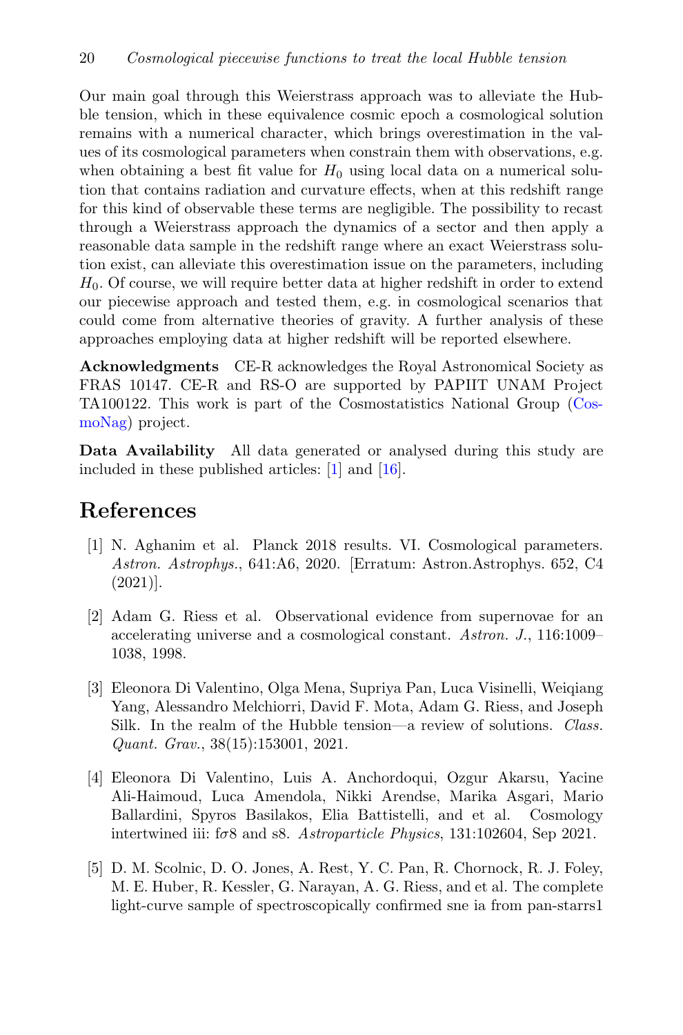Our main goal through this Weierstrass approach was to alleviate the Hubble tension, which in these equivalence cosmic epoch a cosmological solution remains with a numerical character, which brings overestimation in the values of its cosmological parameters when constrain them with observations, e.g. when obtaining a best fit value for $H_0$ using local data on a numerical solution that contains radiation and curvature effects, when at this redshift range for this kind of observable these terms are negligible. The possibility to recast through a Weierstrass approach the dynamics of a sector and then apply a reasonable data sample in the redshift range where an exact Weierstrass solution exist, can alleviate this overestimation issue on the parameters, including $H_0$. Of course, we will require better data at higher redshift in order to extend our piecewise approach and tested them, e.g. in cosmological scenarios that could come from alternative theories of gravity. A further analysis of these approaches employing data at higher redshift will be reported elsewhere.

**Acknowledgments** CE-R acknowledges the Royal Astronomical Society as FRAS 10147. CE-R and RS-O are supported by PAPIIT UNAM Project TA100122. This work is part of the Cosmostatistics National Group (CosmoNag) project.

**Data Availability** All data generated or analysed during this study are included in these published articles: [1] and [16].

# References

[1] N. Aghanim et al. Planck 2018 results. VI. Cosmological parameters. *Astron. Astrophys.*, 641:A6, 2020. [Erratum: Astron.Astrophys. 652, C4 (2021)].

[2] Adam G. Riess et al. Observational evidence from supernovae for an accelerating universe and a cosmological constant. *Astron. J.*, 116:1009–1038, 1998.

[3] Eleonora Di Valentino, Olga Mena, Supriya Pan, Luca Visinelli, Weiqiang Yang, Alessandro Melchiorri, David F. Mota, Adam G. Riess, and Joseph Silk. In the realm of the Hubble tension—a review of solutions. *Class. Quant. Grav.*, 38(15):153001, 2021.

[4] Eleonora Di Valentino, Luis A. Anchordoqui, Ozgur Akarsu, Yacine Ali-Haimoud, Luca Amendola, Nikki Arendse, Marika Asgari, Mario Ballardini, Spyros Basilakos, Elia Battistelli, and et al. Cosmology intertwined iii: f$\sigma$8 and s8. *Astroparticle Physics*, 131:102604, Sep 2021.

[5] D. M. Scolnic, D. O. Jones, A. Rest, Y. C. Pan, R. Chornock, R. J. Foley, M. E. Huber, R. Kessler, G. Narayan, A. G. Riess, and et al. The complete light-curve sample of spectroscopically confirmed sne ia from pan-starrs1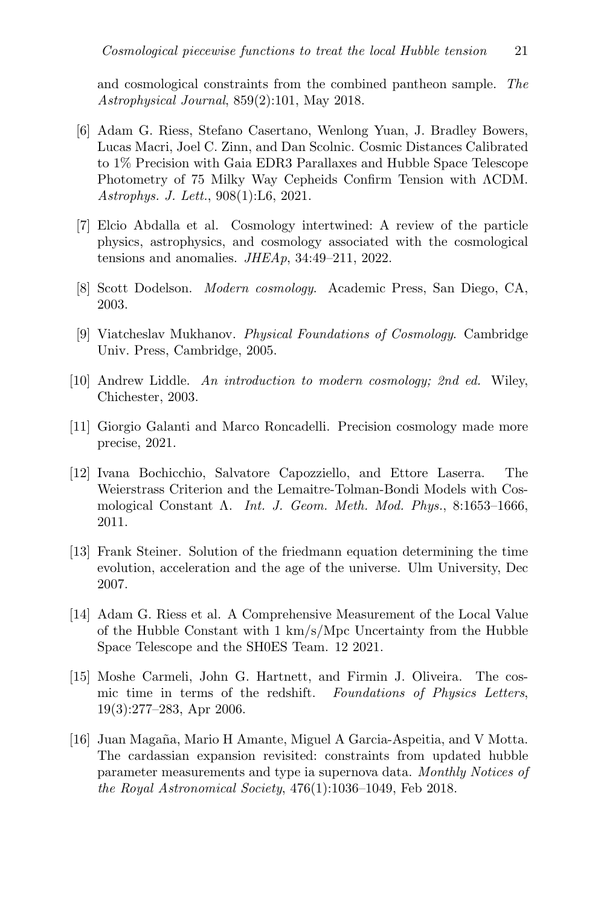and cosmological constraints from the combined pantheon sample. *The Astrophysical Journal*, 859(2):101, May 2018.

[6] Adam G. Riess, Stefano Casertano, Wenlong Yuan, J. Bradley Bowers, Lucas Macri, Joel C. Zinn, and Dan Scolnic. Cosmic Distances Calibrated to 1% Precision with Gaia EDR3 Parallaxes and Hubble Space Telescope Photometry of 75 Milky Way Cepheids Confirm Tension with ΛCDM. *Astrophys. J. Lett.*, 908(1):L6, 2021.

[7] Elcio Abdalla et al. Cosmology intertwined: A review of the particle physics, astrophysics, and cosmology associated with the cosmological tensions and anomalies. *JHEAp*, 34:49–211, 2022.

[8] Scott Dodelson. *Modern cosmology*. Academic Press, San Diego, CA, 2003.

[9] Viatcheslav Mukhanov. *Physical Foundations of Cosmology*. Cambridge Univ. Press, Cambridge, 2005.

[10] Andrew Liddle. *An introduction to modern cosmology; 2nd ed.* Wiley, Chichester, 2003.

[11] Giorgio Galanti and Marco Roncadelli. Precision cosmology made more precise, 2021.

[12] Ivana Bochicchio, Salvatore Capozziello, and Ettore Laserra. The Weierstrass Criterion and the Lemaitre-Tolman-Bondi Models with Cosmological Constant Λ. *Int. J. Geom. Meth. Mod. Phys.*, 8:1653–1666, 2011.

[13] Frank Steiner. Solution of the friedmann equation determining the time evolution, acceleration and the age of the universe. Ulm University, Dec 2007.

[14] Adam G. Riess et al. A Comprehensive Measurement of the Local Value of the Hubble Constant with 1 km/s/Mpc Uncertainty from the Hubble Space Telescope and the SH0ES Team. 12 2021.

[15] Moshe Carmeli, John G. Hartnett, and Firmin J. Oliveira. The cosmic time in terms of the redshift. *Foundations of Physics Letters*, 19(3):277–283, Apr 2006.

[16] Juan Magaña, Mario H Amante, Miguel A Garcia-Aspeitia, and V Motta. The cardassian expansion revisited: constraints from updated hubble parameter measurements and type ia supernova data. *Monthly Notices of the Royal Astronomical Society*, 476(1):1036–1049, Feb 2018.